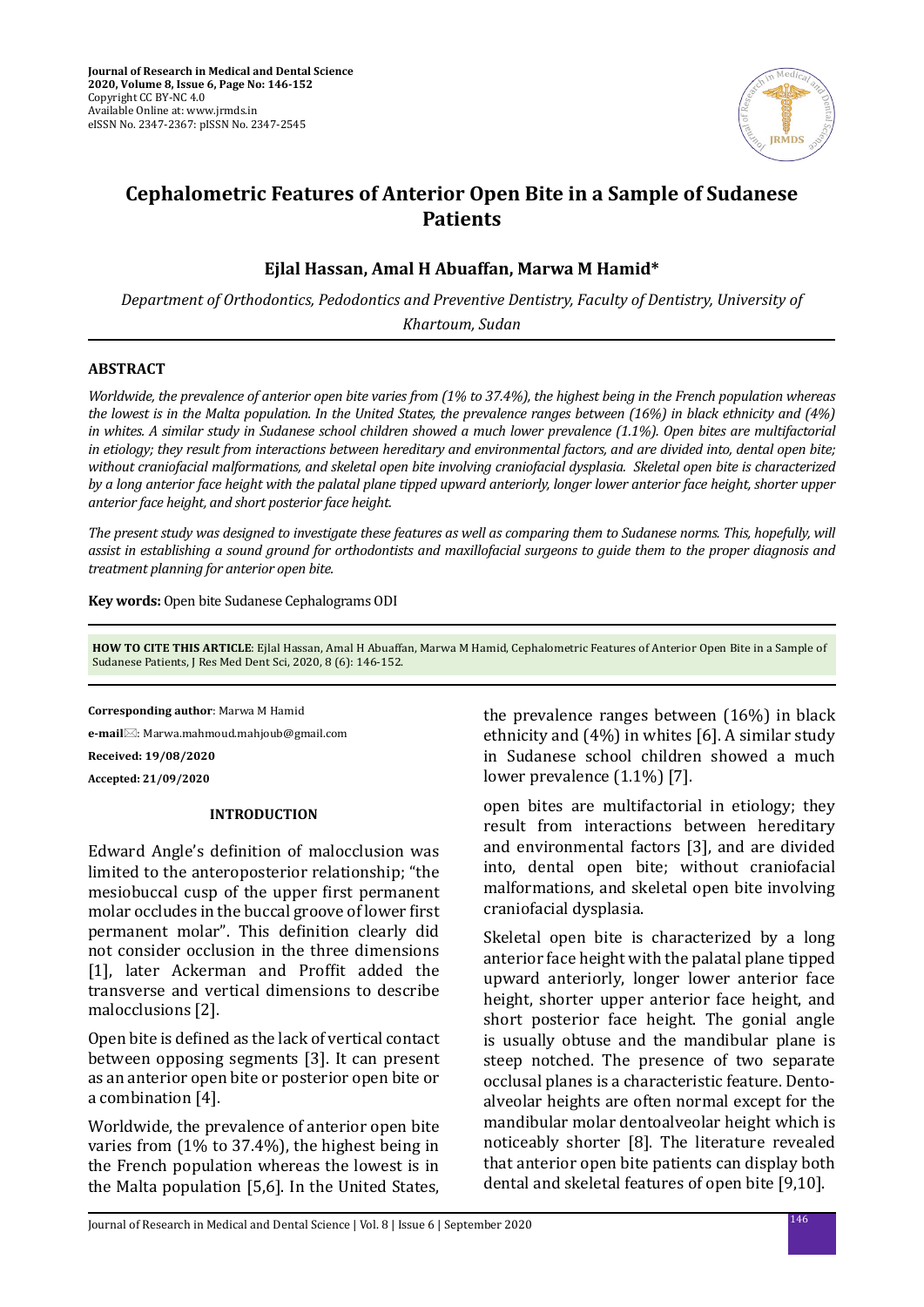# Cephalometric Features of Anterior Open Bite in a Sample of Sudanese Patients

**Ejlal Hassan, Amal H Abuaffan, Marwa M Hamid***

*Department of Orthodontics, Pedodontics and Preventive Dentistry, Faculty of Dentistry, University of Khartoum, Sudan*

## ABSTRACT

*Worldwide, the prevalence of anterior open bite varies from (1% to 37.4%), the highest being in the French population whereas the lowest is in the Malta population. In the United States, the prevalence ranges between (16%) in black ethnicity and (4%) in whites. A similar study in Sudanese school children showed a much lower prevalence (1.1%). Open bites are multifactorial in etiology; they result from interactions between hereditary and environmental factors, and are divided into, dental open bite; without craniofacial malformations, and skeletal open bite involving craniofacial dysplasia. Skeletal open bite is characterized by a long anterior face height with the palatal plane tipped upward anteriorly, longer lower anterior face height, shorter upper anterior face height, and short posterior face height.*

*The present study was designed to investigate these features as well as comparing them to Sudanese norms. This, hopefully, will assist in establishing a sound ground for orthodontists and maxillofacial surgeons to guide them to the proper diagnosis and treatment planning for anterior open bite.*

**Key words:** Open bite Sudanese Cephalograms ODI

**HOW TO CITE THIS ARTICLE**: Ejlal Hassan, Amal H Abuaffan, Marwa M Hamid, Cephalometric Features of Anterior Open Bite in a Sample of Sudanese Patients, J Res Med Dent Sci, 2020, 8 (6): 146-152.

**Corresponding author**: Marwa M Hamid

**e-mail**: Marwa.mahmoud.mahjoub@gmail.com

**Received: 19/08/2020**

**Accepted: 21/09/2020**

## INTRODUCTION

Edward Angle's definition of malocclusion was limited to the anteroposterior relationship; "the mesiobuccal cusp of the upper first permanent molar occludes in the buccal groove of lower first permanent molar". This definition clearly did not consider occlusion in the three dimensions [1], later Ackerman and Proffit added the transverse and vertical dimensions to describe malocclusions [2].

Open bite is defined as the lack of vertical contact between opposing segments [3]. It can present as an anterior open bite or posterior open bite or a combination [4].

Worldwide, the prevalence of anterior open bite varies from (1% to 37.4%), the highest being in the French population whereas the lowest is in the Malta population [5,6]. In the United States, the prevalence ranges between (16%) in black ethnicity and (4%) in whites [6]. A similar study in Sudanese school children showed a much lower prevalence (1.1%) [7].

open bites are multifactorial in etiology; they result from interactions between hereditary and environmental factors [3], and are divided into, dental open bite; without craniofacial malformations, and skeletal open bite involving craniofacial dysplasia.

Skeletal open bite is characterized by a long anterior face height with the palatal plane tipped upward anteriorly, longer lower anterior face height, shorter upper anterior face height, and short posterior face height. The gonial angle is usually obtuse and the mandibular plane is steep notched. The presence of two separate occlusal planes is a characteristic feature. Dento-alveolar heights are often normal except for the mandibular molar dentoalveolar height which is noticeably shorter [8]. The literature revealed that anterior open bite patients can display both dental and skeletal features of open bite [9,10].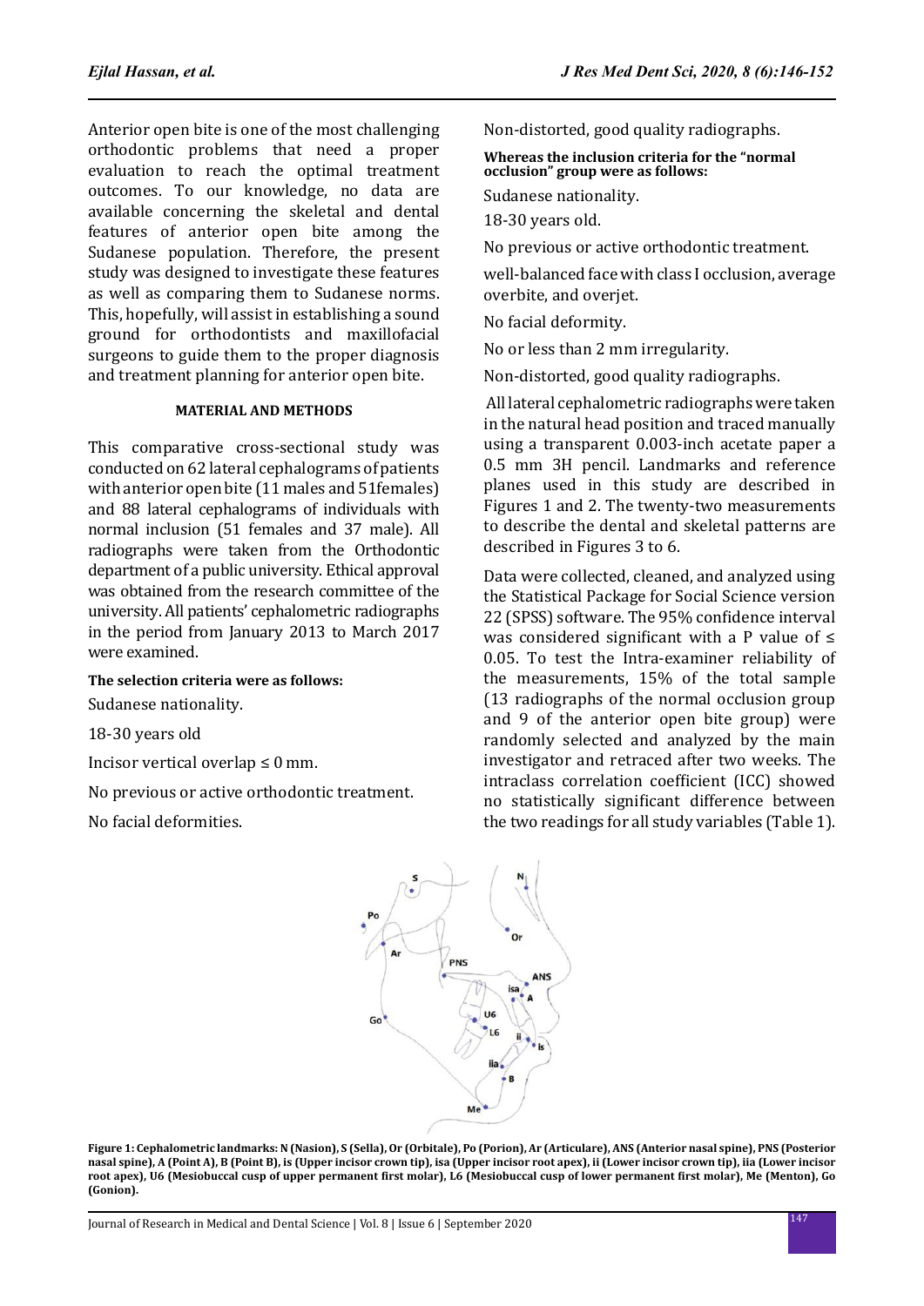Anterior open bite is one of the most challenging orthodontic problems that need a proper evaluation to reach the optimal treatment outcomes. To our knowledge, no data are available concerning the skeletal and dental features of anterior open bite among the Sudanese population. Therefore, the present study was designed to investigate these features as well as comparing them to Sudanese norms. This, hopefully, will assist in establishing a sound ground for orthodontists and maxillofacial surgeons to guide them to the proper diagnosis and treatment planning for anterior open bite.

## MATERIAL AND METHODS

This comparative cross-sectional study was conducted on 62 lateral cephalograms of patients with anterior open bite (11 males and 51females) and 88 lateral cephalograms of individuals with normal inclusion (51 females and 37 male). All radiographs were taken from the Orthodontic department of a public university. Ethical approval was obtained from the research committee of the university. All patients' cephalometric radiographs in the period from January 2013 to March 2017 were examined.

**The selection criteria were as follows:**

Sudanese nationality.

18-30 years old

Incisor vertical overlap ≤ 0 mm.

No previous or active orthodontic treatment.

No facial deformities.

Non-distorted, good quality radiographs.

**Whereas the inclusion criteria for the "normal occlusion" group were as follows:**

Sudanese nationality.

18-30 years old.

No previous or active orthodontic treatment.

well-balanced face with class I occlusion, average overbite, and overjet.

No facial deformity.

No or less than 2 mm irregularity.

Non-distorted, good quality radiographs.

All lateral cephalometric radiographs were taken in the natural head position and traced manually using a transparent 0.003-inch acetate paper a 0.5 mm 3H pencil. Landmarks and reference planes used in this study are described in Figures 1 and 2. The twenty-two measurements to describe the dental and skeletal patterns are described in Figures 3 to 6.

Data were collected, cleaned, and analyzed using the Statistical Package for Social Science version 22 (SPSS) software. The 95% confidence interval was considered significant with a P value of ≤ 0.05. To test the Intra-examiner reliability of the measurements, 15% of the total sample (13 radiographs of the normal occlusion group and 9 of the anterior open bite group) were randomly selected and analyzed by the main investigator and retraced after two weeks. The intraclass correlation coefficient (ICC) showed no statistically significant difference between the two readings for all study variables (Table 1).

**Figure 1: Cephalometric landmarks: N (Nasion), S (Sella), Or (Orbitale), Po (Porion), Ar (Articulare), ANS (Anterior nasal spine), PNS (Posterior nasal spine), A (Point A), B (Point B), is (Upper incisor crown tip), isa (Upper incisor root apex), ii (Lower incisor crown tip), iia (Lower incisor root apex), U6 (Mesiobuccal cusp of upper permanent first molar), L6 (Mesiobuccal cusp of lower permanent first molar), Me (Menton), Go (Gonion).**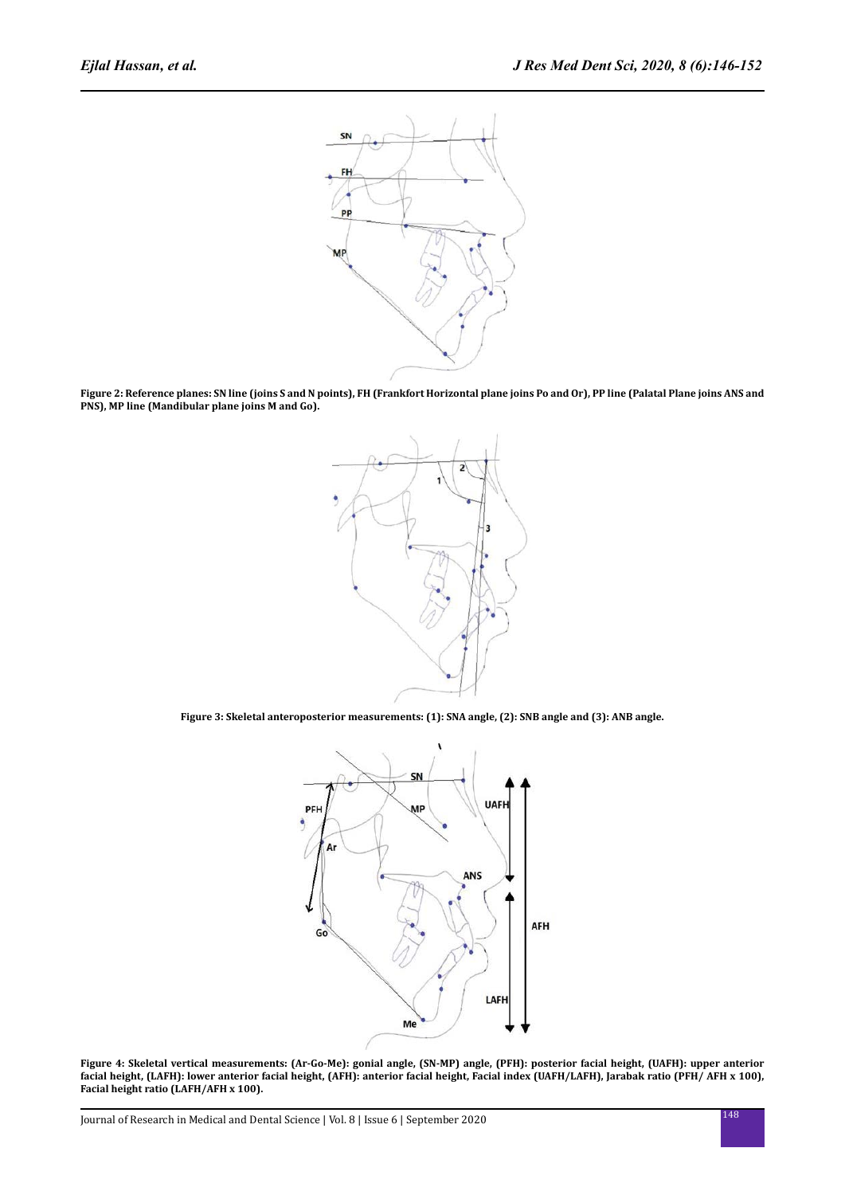Figure 2: Reference planes: SN line (joins S and N points), FH (Frankfort Horizontal plane joins Po and Or), PP line (Palatal Plane joins ANS and PNS), MP line (Mandibular plane joins M and Go).

Figure 3: Skeletal anteroposterior measurements: (1): SNA angle, (2): SNB angle and (3): ANB angle.

Figure 4: Skeletal vertical measurements: (Ar-Go-Me): gonial angle, (SN-MP) angle, (PFH): posterior facial height, (UAFH): upper anterior facial height, (LAFH): lower anterior facial height, (AFH): anterior facial height, Facial index (UAFH/LAFH), Jarabak ratio (PFH/ AFH x 100), Facial height ratio (LAFH/AFH x 100).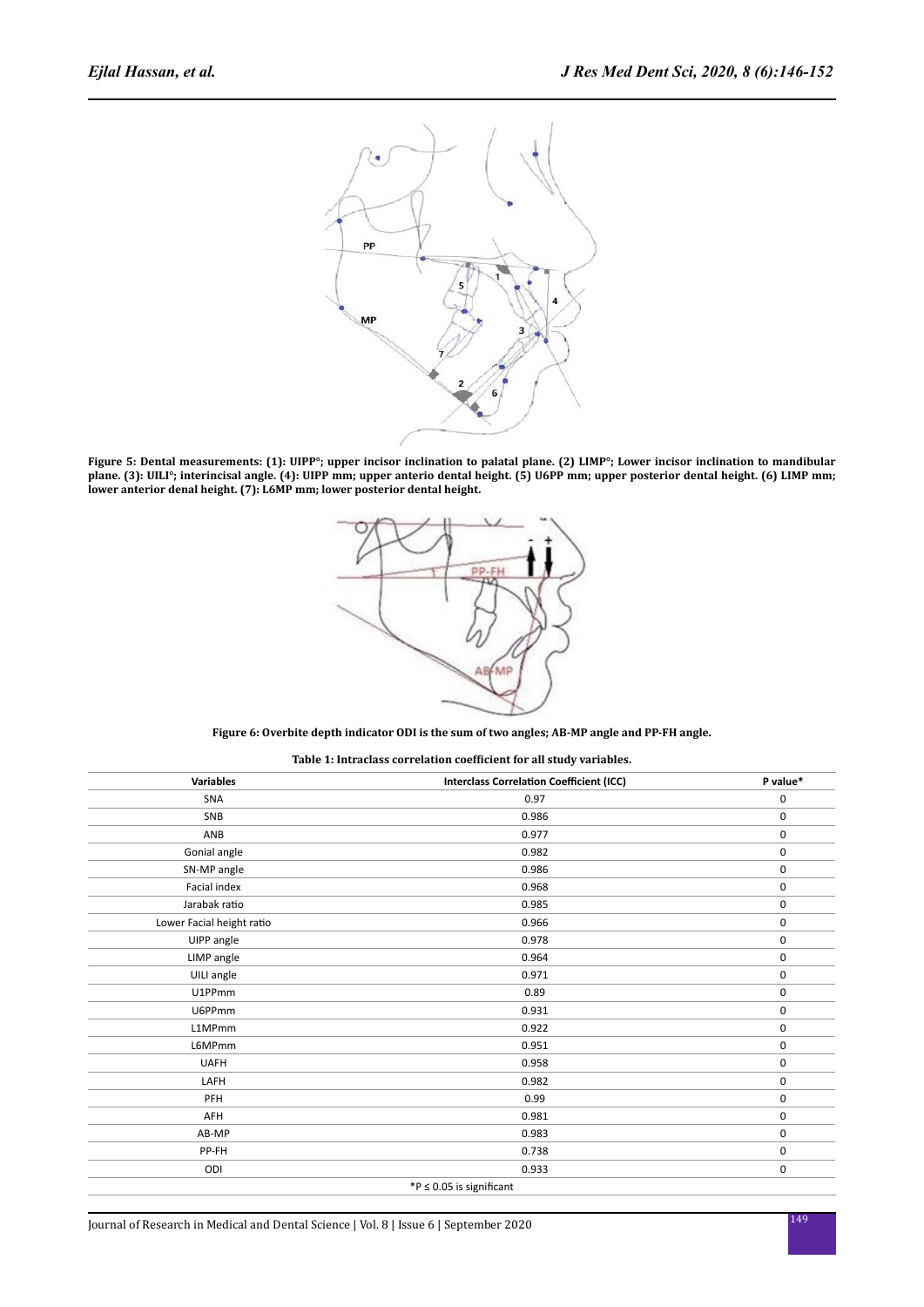**Figure 5: Dental measurements: (1): UIPP°; upper incisor inclination to palatal plane. (2) LIMP°; Lower incisor inclination to mandibular plane. (3): UILI°; interincisal angle. (4): UIPP mm; upper anterio dental height. (5) U6PP mm; upper posterior dental height. (6) LIMP mm; lower anterior denal height. (7): L6MP mm; lower posterior dental height.**

**Figure 6: Overbite depth indicator ODI is the sum of two angles; AB-MP angle and PP-FH angle.**

**Table 1: Intraclass correlation coefficient for all study variables.**

| Variables | Interclass Correlation Coefficient (ICC) | P value* |
|---|---|---|
| SNA | 0.97 | 0 |
| SNB | 0.986 | 0 |
| ANB | 0.977 | 0 |
| Gonial angle | 0.982 | 0 |
| SN-MP angle | 0.986 | 0 |
| Facial index | 0.968 | 0 |
| Jarabak ratio | 0.985 | 0 |
| Lower Facial height ratio | 0.966 | 0 |
| UIPP angle | 0.978 | 0 |
| LIMP angle | 0.964 | 0 |
| UILI angle | 0.971 | 0 |
| U1PPmm | 0.89 | 0 |
| U6PPmm | 0.931 | 0 |
| L1MPmm | 0.922 | 0 |
| L6MPmm | 0.951 | 0 |
| UAFH | 0.958 | 0 |
| LAFH | 0.982 | 0 |
| PFH | 0.99 | 0 |
| AFH | 0.981 | 0 |
| AB-MP | 0.983 | 0 |
| PP-FH | 0.738 | 0 |
| ODI | 0.933 | 0 |

*P ≤ 0.05 is significant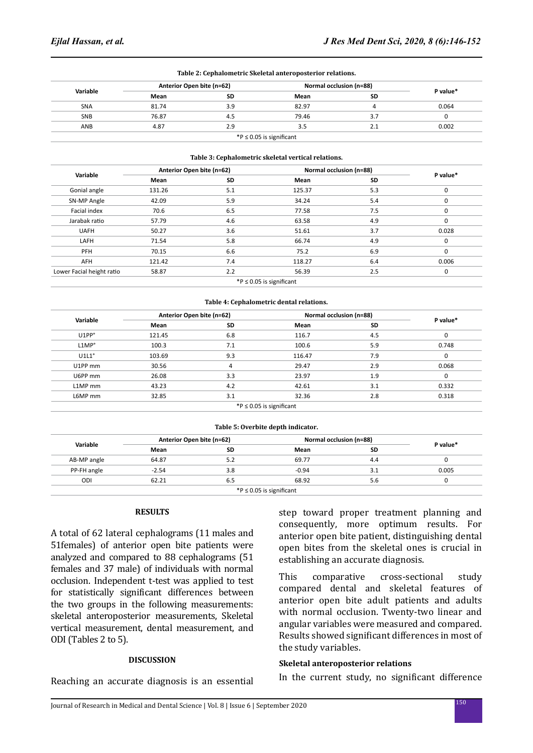**Table 2: Cephalometric Skeletal anteroposterior relations.**

| Variable | Anterior Open bite (n=62) | | Normal occlusion (n=88) | | P value* |
|---|---|---|---|---|---|
| | Mean | SD | Mean | SD | |
| SNA | 81.74 | 3.9 | 82.97 | 4 | 0.064 |
| SNB | 76.87 | 4.5 | 79.46 | 3.7 | 0 |
| ANB | 4.87 | 2.9 | 3.5 | 2.1 | 0.002 |

*P ≤ 0.05 is significant

**Table 3: Cephalometric skeletal vertical relations.**

| Variable | Anterior Open bite (n=62) | | Normal occlusion (n=88) | | P value* |
|---|---|---|---|---|---|
| | Mean | SD | Mean | SD | |
| Gonial angle | 131.26 | 5.1 | 125.37 | 5.3 | 0 |
| SN-MP Angle | 42.09 | 5.9 | 34.24 | 5.4 | 0 |
| Facial index | 70.6 | 6.5 | 77.58 | 7.5 | 0 |
| Jarabak ratio | 57.79 | 4.6 | 63.58 | 4.9 | 0 |
| UAFH | 50.27 | 3.6 | 51.61 | 3.7 | 0.028 |
| LAFH | 71.54 | 5.8 | 66.74 | 4.9 | 0 |
| PFH | 70.15 | 6.6 | 75.2 | 6.9 | 0 |
| AFH | 121.42 | 7.4 | 118.27 | 6.4 | 0.006 |
| Lower Facial height ratio | 58.87 | 2.2 | 56.39 | 2.5 | 0 |

*P ≤ 0.05 is significant

**Table 4: Cephalometric dental relations.**

| Variable | Anterior Open bite (n=62) | | Normal occlusion (n=88) | | P value* |
|---|---|---|---|---|---|
| | Mean | SD | Mean | SD | |
| U1PP° | 121.45 | 6.8 | 116.7 | 4.5 | 0 |
| L1MP° | 100.3 | 7.1 | 100.6 | 5.9 | 0.748 |
| U1L1° | 103.69 | 9.3 | 116.47 | 7.9 | 0 |
| U1PP mm | 30.56 | 4 | 29.47 | 2.9 | 0.068 |
| U6PP mm | 26.08 | 3.3 | 23.97 | 1.9 | 0 |
| L1MP mm | 43.23 | 4.2 | 42.61 | 3.1 | 0.332 |
| L6MP mm | 32.85 | 3.1 | 32.36 | 2.8 | 0.318 |

*P ≤ 0.05 is significant

**Table 5: Overbite depth indicator.**

| Variable | Anterior Open bite (n=62) | | Normal occlusion (n=88) | | P value* |
|---|---|---|---|---|---|
| | Mean | SD | Mean | SD | |
| AB-MP angle | 64.87 | 5.2 | 69.77 | 4.4 | 0 |
| PP-FH angle | -2.54 | 3.8 | -0.94 | 3.1 | 0.005 |
| ODI | 62.21 | 6.5 | 68.92 | 5.6 | 0 |

*P ≤ 0.05 is significant

## RESULTS

A total of 62 lateral cephalograms (11 males and 51females) of anterior open bite patients were analyzed and compared to 88 cephalograms (51 females and 37 male) of individuals with normal occlusion. Independent t-test was applied to test for statistically significant differences between the two groups in the following measurements: skeletal anteroposterior measurements, Skeletal vertical measurement, dental measurement, and ODI (Tables 2 to 5).

## DISCUSSION

Reaching an accurate diagnosis is an essential step toward proper treatment planning and consequently, more optimum results. For anterior open bite patient, distinguishing dental open bites from the skeletal ones is crucial in establishing an accurate diagnosis.

This comparative cross-sectional study compared dental and skeletal features of anterior open bite adult patients and adults with normal occlusion. Twenty-two linear and angular variables were measured and compared. Results showed significant differences in most of the study variables.

### Skeletal anteroposterior relations

In the current study, no significant difference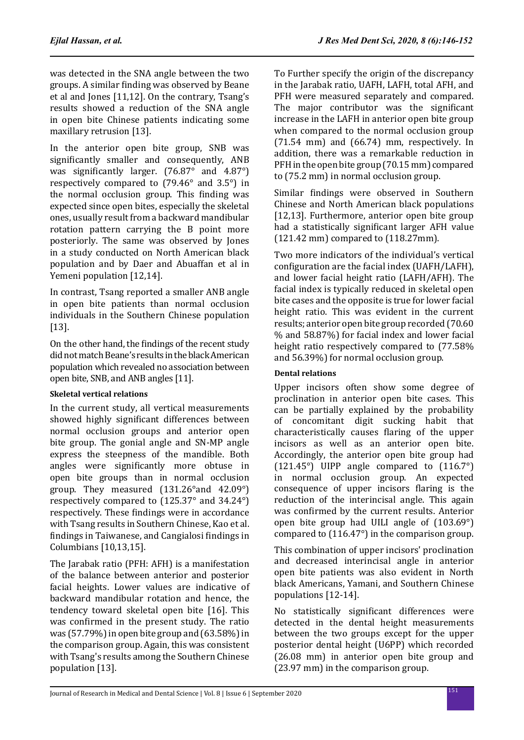was detected in the SNA angle between the two groups. A similar finding was observed by Beane et al and Jones [11,12]. On the contrary, Tsang's results showed a reduction of the SNA angle in open bite Chinese patients indicating some maxillary retrusion [13].

In the anterior open bite group, SNB was significantly smaller and consequently, ANB was significantly larger. (76.87° and 4.87°) respectively compared to (79.46° and 3.5°) in the normal occlusion group. This finding was expected since open bites, especially the skeletal ones, usually result from a backward mandibular rotation pattern carrying the B point more posteriorly. The same was observed by Jones in a study conducted on North American black population and by Daer and Abuaffan et al in Yemeni population [12,14].

In contrast, Tsang reported a smaller ANB angle in open bite patients than normal occlusion individuals in the Southern Chinese population [13].

On the other hand, the findings of the recent study did not match Beane's results in the black American population which revealed no association between open bite, SNB, and ANB angles [11].

#### Skeletal vertical relations

In the current study, all vertical measurements showed highly significant differences between normal occlusion groups and anterior open bite group. The gonial angle and SN-MP angle express the steepness of the mandible. Both angles were significantly more obtuse in open bite groups than in normal occlusion group. They measured (131.26°and 42.09°) respectively compared to (125.37° and 34.24°) respectively. These findings were in accordance with Tsang results in Southern Chinese, Kao et al. findings in Taiwanese, and Cangialosi findings in Columbians [10,13,15].

The Jarabak ratio (PFH: AFH) is a manifestation of the balance between anterior and posterior facial heights. Lower values are indicative of backward mandibular rotation and hence, the tendency toward skeletal open bite [16]. This was confirmed in the present study. The ratio was (57.79%) in open bite group and (63.58%) in the comparison group. Again, this was consistent with Tsang's results among the Southern Chinese population [13].

To Further specify the origin of the discrepancy in the Jarabak ratio, UAFH, LAFH, total AFH, and PFH were measured separately and compared. The major contributor was the significant increase in the LAFH in anterior open bite group when compared to the normal occlusion group (71.54 mm) and (66.74) mm, respectively. In addition, there was a remarkable reduction in PFH in the open bite group (70.15 mm) compared to (75.2 mm) in normal occlusion group.

Similar findings were observed in Southern Chinese and North American black populations [12,13]. Furthermore, anterior open bite group had a statistically significant larger AFH value (121.42 mm) compared to (118.27mm).

Two more indicators of the individual's vertical configuration are the facial index (UAFH/LAFH), and lower facial height ratio (LAFH/AFH). The facial index is typically reduced in skeletal open bite cases and the opposite is true for lower facial height ratio. This was evident in the current results; anterior open bite group recorded (70.60 % and 58.87%) for facial index and lower facial height ratio respectively compared to (77.58% and 56.39%) for normal occlusion group.

#### Dental relations

Upper incisors often show some degree of proclination in anterior open bite cases. This can be partially explained by the probability of concomitant digit sucking habit that characteristically causes flaring of the upper incisors as well as an anterior open bite. Accordingly, the anterior open bite group had (121.45°) UIPP angle compared to (116.7°) in normal occlusion group. An expected consequence of upper incisors flaring is the reduction of the interincisal angle. This again was confirmed by the current results. Anterior open bite group had UILI angle of (103.69°) compared to (116.47°) in the comparison group.

This combination of upper incisors' proclination and decreased interincisal angle in anterior open bite patients was also evident in North black Americans, Yamani, and Southern Chinese populations [12-14].

No statistically significant differences were detected in the dental height measurements between the two groups except for the upper posterior dental height (U6PP) which recorded (26.08 mm) in anterior open bite group and (23.97 mm) in the comparison group.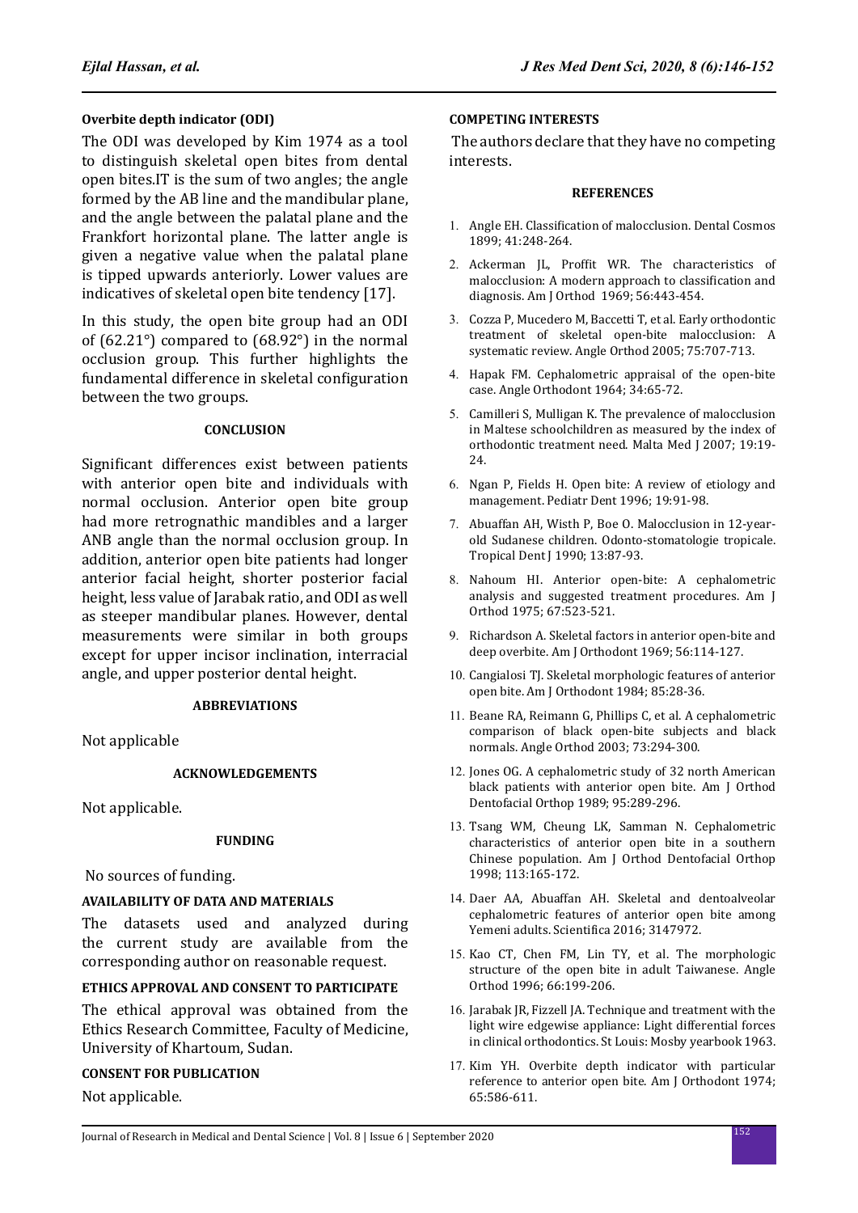### Overbite depth indicator (ODI)

The ODI was developed by Kim 1974 as a tool to distinguish skeletal open bites from dental open bites.IT is the sum of two angles; the angle formed by the AB line and the mandibular plane, and the angle between the palatal plane and the Frankfort horizontal plane. The latter angle is given a negative value when the palatal plane is tipped upwards anteriorly. Lower values are indicatives of skeletal open bite tendency [17].

In this study, the open bite group had an ODI of (62.21°) compared to (68.92°) in the normal occlusion group. This further highlights the fundamental difference in skeletal configuration between the two groups.

## CONCLUSION

Significant differences exist between patients with anterior open bite and individuals with normal occlusion. Anterior open bite group had more retrognathic mandibles and a larger ANB angle than the normal occlusion group. In addition, anterior open bite patients had longer anterior facial height, shorter posterior facial height, less value of Jarabak ratio, and ODI as well as steeper mandibular planes. However, dental measurements were similar in both groups except for upper incisor inclination, interracial angle, and upper posterior dental height.

## ABBREVIATIONS

Not applicable

## ACKNOWLEDGEMENTS

Not applicable.

## FUNDING

No sources of funding.

## AVAILABILITY OF DATA AND MATERIALS

The datasets used and analyzed during the current study are available from the corresponding author on reasonable request.

## ETHICS APPROVAL AND CONSENT TO PARTICIPATE

The ethical approval was obtained from the Ethics Research Committee, Faculty of Medicine, University of Khartoum, Sudan.

## CONSENT FOR PUBLICATION

Not applicable.

## COMPETING INTERESTS

The authors declare that they have no competing interests.

## REFERENCES

1. Angle EH. Classification of malocclusion. Dental Cosmos 1899; 41:248-264.
2. Ackerman JL, Proffit WR. The characteristics of malocclusion: A modern approach to classification and diagnosis. Am J Orthod 1969; 56:443-454.
3. Cozza P, Mucedero M, Baccetti T, et al. Early orthodontic treatment of skeletal open-bite malocclusion: A systematic review. Angle Orthod 2005; 75:707-713.
4. Hapak FM. Cephalometric appraisal of the open-bite case. Angle Orthodont 1964; 34:65-72.
5. Camilleri S, Mulligan K. The prevalence of malocclusion in Maltese schoolchildren as measured by the index of orthodontic treatment need. Malta Med J 2007; 19:19-24.
6. Ngan P, Fields H. Open bite: A review of etiology and management. Pediatr Dent 1996; 19:91-98.
7. Abuaffan AH, Wisth P, Boe O. Malocclusion in 12-year-old Sudanese children. Odonto-stomatologie tropicale. Tropical Dent J 1990; 13:87-93.
8. Nahoum HI. Anterior open-bite: A cephalometric analysis and suggested treatment procedures. Am J Orthod 1975; 67:523-521.
9. Richardson A. Skeletal factors in anterior open-bite and deep overbite. Am J Orthodont 1969; 56:114-127.
10. Cangialosi TJ. Skeletal morphologic features of anterior open bite. Am J Orthodont 1984; 85:28-36.
11. Beane RA, Reimann G, Phillips C, et al. A cephalometric comparison of black open-bite subjects and black normals. Angle Orthod 2003; 73:294-300.
12. Jones OG. A cephalometric study of 32 north American black patients with anterior open bite. Am J Orthod Dentofacial Orthop 1989; 95:289-296.
13. Tsang WM, Cheung LK, Samman N. Cephalometric characteristics of anterior open bite in a southern Chinese population. Am J Orthod Dentofacial Orthop 1998; 113:165-172.
14. Daer AA, Abuaffan AH. Skeletal and dentoalveolar cephalometric features of anterior open bite among Yemeni adults. Scientifica 2016; 3147972.
15. Kao CT, Chen FM, Lin TY, et al. The morphologic structure of the open bite in adult Taiwanese. Angle Orthod 1996; 66:199-206.
16. Jarabak JR, Fizzell JA. Technique and treatment with the light wire edgewise appliance: Light differential forces in clinical orthodontics. St Louis: Mosby yearbook 1963.
17. Kim YH. Overbite depth indicator with particular reference to anterior open bite. Am J Orthodont 1974; 65:586-611.